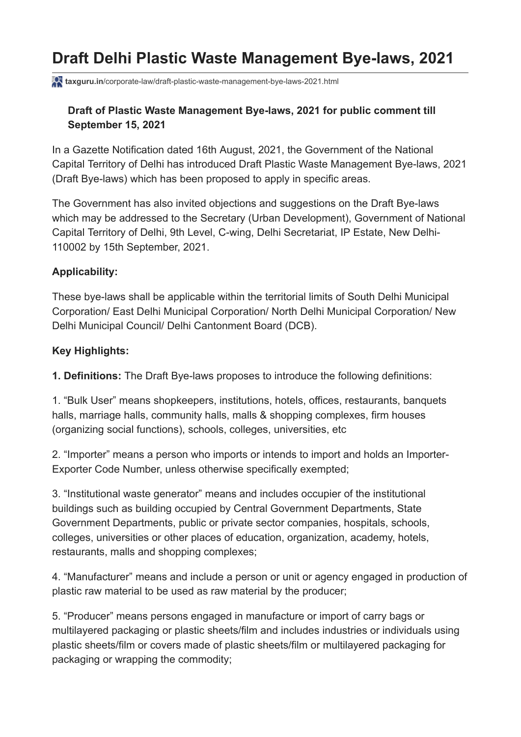# Draft Delhi Plastic Waste Management Bye-laws, 2021

taxguru.in/corporate-law/draft-plastic-waste-management-bye-laws-2021.html

**Draft of Plastic Waste Management Bye-laws, 2021 for public comment till September 15, 2021**

In a Gazette Notification dated 16th August, 2021, the Government of the National Capital Territory of Delhi has introduced Draft Plastic Waste Management Bye-laws, 2021 (Draft Bye-laws) which has been proposed to apply in specific areas.

The Government has also invited objections and suggestions on the Draft Bye-laws which may be addressed to the Secretary (Urban Development), Government of National Capital Territory of Delhi, 9th Level, C-wing, Delhi Secretariat, IP Estate, New Delhi-110002 by 15th September, 2021.

**Applicability:**

These bye-laws shall be applicable within the territorial limits of South Delhi Municipal Corporation/ East Delhi Municipal Corporation/ North Delhi Municipal Corporation/ New Delhi Municipal Council/ Delhi Cantonment Board (DCB).

**Key Highlights:**

**1. Definitions:** The Draft Bye-laws proposes to introduce the following definitions:

1. "Bulk User" means shopkeepers, institutions, hotels, offices, restaurants, banquets halls, marriage halls, community halls, malls & shopping complexes, firm houses (organizing social functions), schools, colleges, universities, etc

2. "Importer" means a person who imports or intends to import and holds an Importer-Exporter Code Number, unless otherwise specifically exempted;

3. "Institutional waste generator" means and includes occupier of the institutional buildings such as building occupied by Central Government Departments, State Government Departments, public or private sector companies, hospitals, schools, colleges, universities or other places of education, organization, academy, hotels, restaurants, malls and shopping complexes;

4. "Manufacturer" means and include a person or unit or agency engaged in production of plastic raw material to be used as raw material by the producer;

5. "Producer" means persons engaged in manufacture or import of carry bags or multilayered packaging or plastic sheets/film and includes industries or individuals using plastic sheets/film or covers made of plastic sheets/film or multilayered packaging for packaging or wrapping the commodity;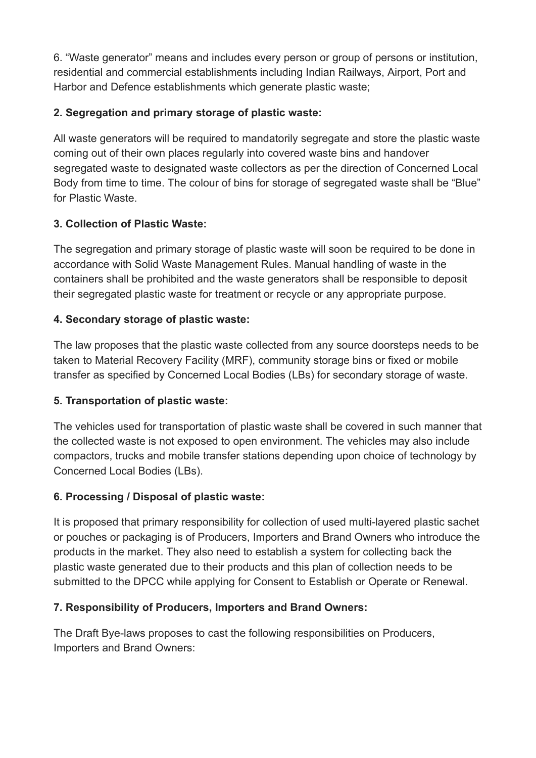6. “Waste generator” means and includes every person or group of persons or institution, residential and commercial establishments including Indian Railways, Airport, Port and Harbor and Defence establishments which generate plastic waste;

**2. Segregation and primary storage of plastic waste:**

All waste generators will be required to mandatorily segregate and store the plastic waste coming out of their own places regularly into covered waste bins and handover segregated waste to designated waste collectors as per the direction of Concerned Local Body from time to time. The colour of bins for storage of segregated waste shall be “Blue” for Plastic Waste.

**3. Collection of Plastic Waste:**

The segregation and primary storage of plastic waste will soon be required to be done in accordance with Solid Waste Management Rules. Manual handling of waste in the containers shall be prohibited and the waste generators shall be responsible to deposit their segregated plastic waste for treatment or recycle or any appropriate purpose.

**4. Secondary storage of plastic waste:**

The law proposes that the plastic waste collected from any source doorsteps needs to be taken to Material Recovery Facility (MRF), community storage bins or fixed or mobile transfer as specified by Concerned Local Bodies (LBs) for secondary storage of waste.

**5. Transportation of plastic waste:**

The vehicles used for transportation of plastic waste shall be covered in such manner that the collected waste is not exposed to open environment. The vehicles may also include compactors, trucks and mobile transfer stations depending upon choice of technology by Concerned Local Bodies (LBs).

**6. Processing / Disposal of plastic waste:**

It is proposed that primary responsibility for collection of used multi-layered plastic sachet or pouches or packaging is of Producers, Importers and Brand Owners who introduce the products in the market. They also need to establish a system for collecting back the plastic waste generated due to their products and this plan of collection needs to be submitted to the DPCC while applying for Consent to Establish or Operate or Renewal.

**7. Responsibility of Producers, Importers and Brand Owners:**

The Draft Bye-laws proposes to cast the following responsibilities on Producers, Importers and Brand Owners: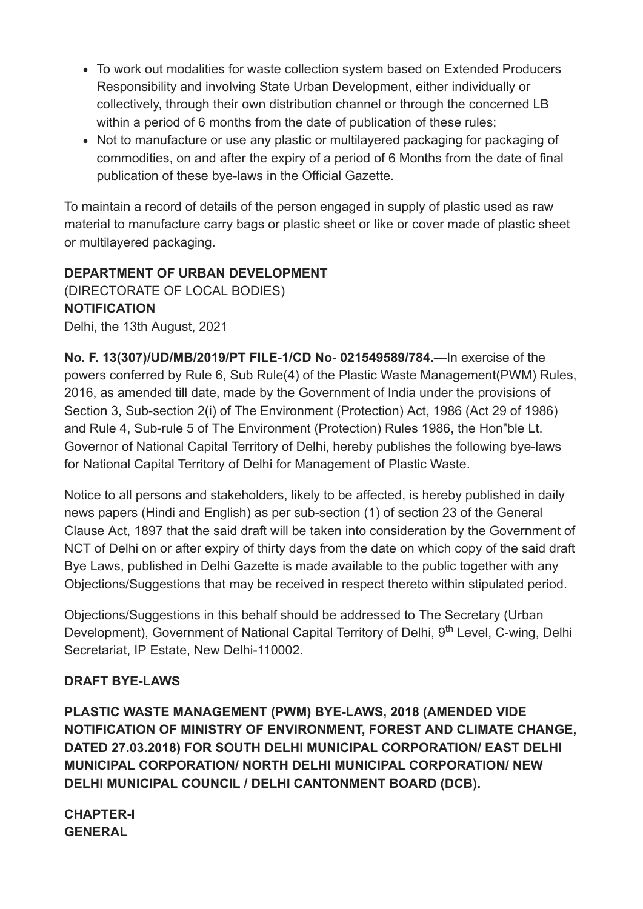- To work out modalities for waste collection system based on Extended Producers Responsibility and involving State Urban Development, either individually or collectively, through their own distribution channel or through the concerned LB within a period of 6 months from the date of publication of these rules;
- Not to manufacture or use any plastic or multilayered packaging for packaging of commodities, on and after the expiry of a period of 6 Months from the date of final publication of these bye-laws in the Official Gazette.

To maintain a record of details of the person engaged in supply of plastic used as raw material to manufacture carry bags or plastic sheet or like or cover made of plastic sheet or multilayered packaging.

**DEPARTMENT OF URBAN DEVELOPMENT**
(DIRECTORATE OF LOCAL BODIES)
**NOTIFICATION**
Delhi, the 13th August, 2021

**No. F. 13(307)/UD/MB/2019/PT FILE-1/CD No- 021549589/784.—**In exercise of the powers conferred by Rule 6, Sub Rule(4) of the Plastic Waste Management(PWM) Rules, 2016, as amended till date, made by the Government of India under the provisions of Section 3, Sub-section 2(i) of The Environment (Protection) Act, 1986 (Act 29 of 1986) and Rule 4, Sub-rule 5 of The Environment (Protection) Rules 1986, the Hon"ble Lt. Governor of National Capital Territory of Delhi, hereby publishes the following bye-laws for National Capital Territory of Delhi for Management of Plastic Waste.

Notice to all persons and stakeholders, likely to be affected, is hereby published in daily news papers (Hindi and English) as per sub-section (1) of section 23 of the General Clause Act, 1897 that the said draft will be taken into consideration by the Government of NCT of Delhi on or after expiry of thirty days from the date on which copy of the said draft Bye Laws, published in Delhi Gazette is made available to the public together with any Objections/Suggestions that may be received in respect thereto within stipulated period.

Objections/Suggestions in this behalf should be addressed to The Secretary (Urban Development), Government of National Capital Territory of Delhi, 9th Level, C-wing, Delhi Secretariat, IP Estate, New Delhi-110002.

**DRAFT BYE-LAWS**

**PLASTIC WASTE MANAGEMENT (PWM) BYE-LAWS, 2018 (AMENDED VIDE NOTIFICATION OF MINISTRY OF ENVIRONMENT, FOREST AND CLIMATE CHANGE, DATED 27.03.2018) FOR SOUTH DELHI MUNICIPAL CORPORATION/ EAST DELHI MUNICIPAL CORPORATION/ NORTH DELHI MUNICIPAL CORPORATION/ NEW DELHI MUNICIPAL COUNCIL / DELHI CANTONMENT BOARD (DCB).**

**CHAPTER-I**
**GENERAL**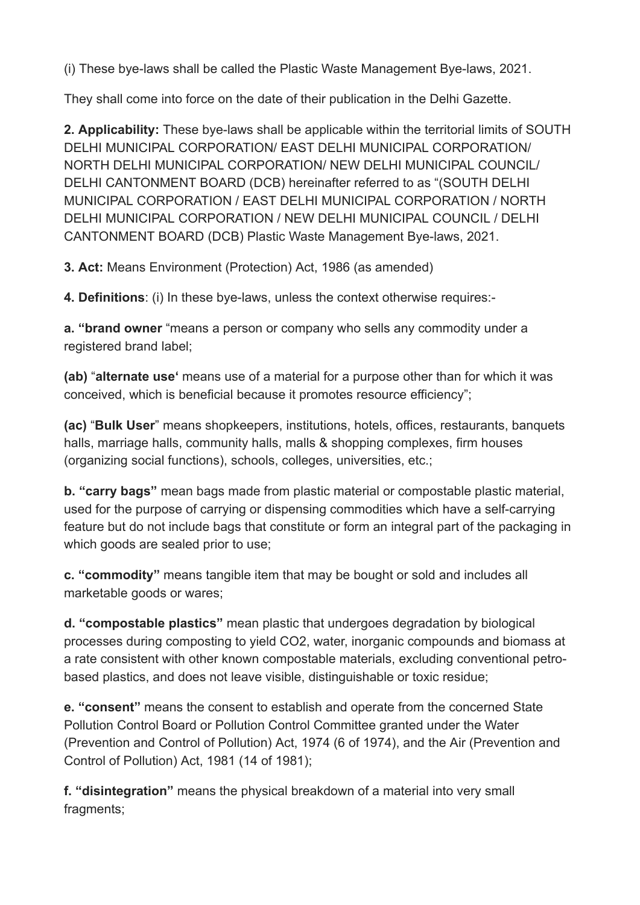(i) These bye-laws shall be called the Plastic Waste Management Bye-laws, 2021.

They shall come into force on the date of their publication in the Delhi Gazette.

**2. Applicability:** These bye-laws shall be applicable within the territorial limits of SOUTH DELHI MUNICIPAL CORPORATION/ EAST DELHI MUNICIPAL CORPORATION/ NORTH DELHI MUNICIPAL CORPORATION/ NEW DELHI MUNICIPAL COUNCIL/ DELHI CANTONMENT BOARD (DCB) hereinafter referred to as "(SOUTH DELHI MUNICIPAL CORPORATION / EAST DELHI MUNICIPAL CORPORATION / NORTH DELHI MUNICIPAL CORPORATION / NEW DELHI MUNICIPAL COUNCIL / DELHI CANTONMENT BOARD (DCB) Plastic Waste Management Bye-laws, 2021.

**3. Act:** Means Environment (Protection) Act, 1986 (as amended)

**4. Definitions**: (i) In these bye-laws, unless the context otherwise requires:-

**a. "brand owner** "means a person or company who sells any commodity under a registered brand label;

**(ab)** "**alternate use'** means use of a material for a purpose other than for which it was conceived, which is beneficial because it promotes resource efficiency";

**(ac)** "**Bulk User**" means shopkeepers, institutions, hotels, offices, restaurants, banquets halls, marriage halls, community halls, malls & shopping complexes, firm houses (organizing social functions), schools, colleges, universities, etc.;

**b. "carry bags"** mean bags made from plastic material or compostable plastic material, used for the purpose of carrying or dispensing commodities which have a self-carrying feature but do not include bags that constitute or form an integral part of the packaging in which goods are sealed prior to use;

**c. "commodity"** means tangible item that may be bought or sold and includes all marketable goods or wares;

**d. "compostable plastics"** mean plastic that undergoes degradation by biological processes during composting to yield $CO_2$, water, inorganic compounds and biomass at a rate consistent with other known compostable materials, excluding conventional petro-based plastics, and does not leave visible, distinguishable or toxic residue;

**e. "consent"** means the consent to establish and operate from the concerned State Pollution Control Board or Pollution Control Committee granted under the Water (Prevention and Control of Pollution) Act, 1974 (6 of 1974), and the Air (Prevention and Control of Pollution) Act, 1981 (14 of 1981);

**f. "disintegration"** means the physical breakdown of a material into very small fragments;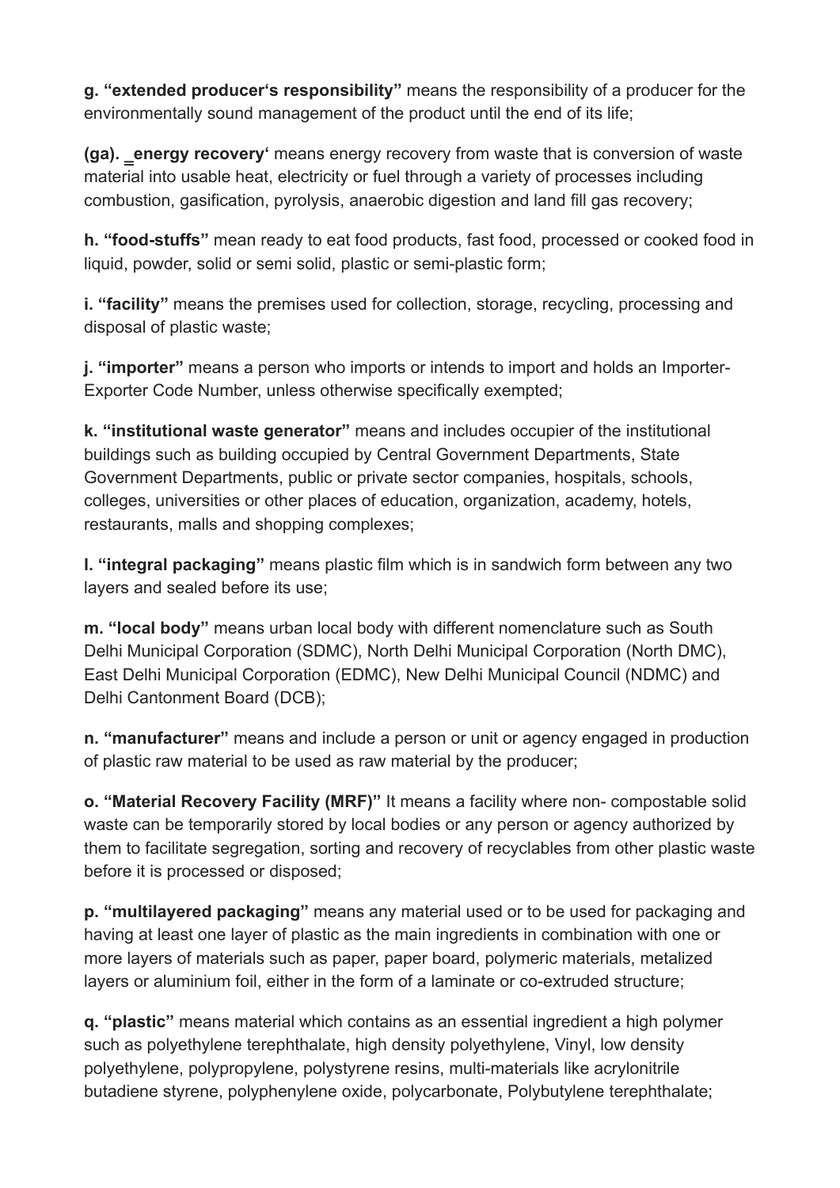**g. "extended producer's responsibility"** means the responsibility of a producer for the environmentally sound management of the product until the end of its life;

**(ga). _energy recovery'** means energy recovery from waste that is conversion of waste material into usable heat, electricity or fuel through a variety of processes including combustion, gasification, pyrolysis, anaerobic digestion and land fill gas recovery;

**h. "food-stuffs"** mean ready to eat food products, fast food, processed or cooked food in liquid, powder, solid or semi solid, plastic or semi-plastic form;

**i. "facility"** means the premises used for collection, storage, recycling, processing and disposal of plastic waste;

**j. "importer"** means a person who imports or intends to import and holds an Importer-Exporter Code Number, unless otherwise specifically exempted;

**k. "institutional waste generator"** means and includes occupier of the institutional buildings such as building occupied by Central Government Departments, State Government Departments, public or private sector companies, hospitals, schools, colleges, universities or other places of education, organization, academy, hotels, restaurants, malls and shopping complexes;

**l. "integral packaging"** means plastic film which is in sandwich form between any two layers and sealed before its use;

**m. "local body"** means urban local body with different nomenclature such as South Delhi Municipal Corporation (SDMC), North Delhi Municipal Corporation (North DMC), East Delhi Municipal Corporation (EDMC), New Delhi Municipal Council (NDMC) and Delhi Cantonment Board (DCB);

**n. "manufacturer"** means and include a person or unit or agency engaged in production of plastic raw material to be used as raw material by the producer;

**o. "Material Recovery Facility (MRF)"** It means a facility where non- compostable solid waste can be temporarily stored by local bodies or any person or agency authorized by them to facilitate segregation, sorting and recovery of recyclables from other plastic waste before it is processed or disposed;

**p. "multilayered packaging"** means any material used or to be used for packaging and having at least one layer of plastic as the main ingredients in combination with one or more layers of materials such as paper, paper board, polymeric materials, metalized layers or aluminium foil, either in the form of a laminate or co-extruded structure;

**q. "plastic"** means material which contains as an essential ingredient a high polymer such as polyethylene terephthalate, high density polyethylene, Vinyl, low density polyethylene, polypropylene, polystyrene resins, multi-materials like acrylonitrile butadiene styrene, polyphenylene oxide, polycarbonate, Polybutylene terephthalate;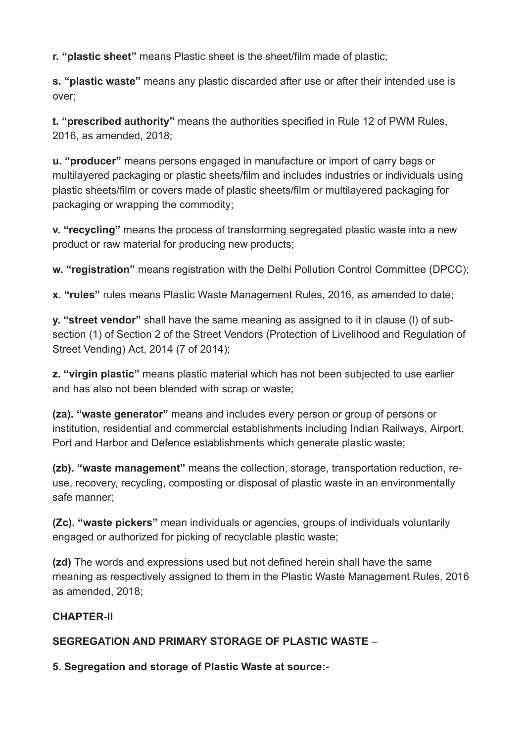**r. "plastic sheet"** means Plastic sheet is the sheet/film made of plastic;

**s. "plastic waste"** means any plastic discarded after use or after their intended use is over;

**t. "prescribed authority"** means the authorities specified in Rule 12 of PWM Rules, 2016, as amended, 2018;

**u. "producer"** means persons engaged in manufacture or import of carry bags or multilayered packaging or plastic sheets/film and includes industries or individuals using plastic sheets/film or covers made of plastic sheets/film or multilayered packaging for packaging or wrapping the commodity;

**v. "recycling"** means the process of transforming segregated plastic waste into a new product or raw material for producing new products;

**w. "registration"** means registration with the Delhi Pollution Control Committee (DPCC);

**x. "rules"** rules means Plastic Waste Management Rules, 2016, as amended to date;

**y. "street vendor"** shall have the same meaning as assigned to it in clause (l) of sub-section (1) of Section 2 of the Street Vendors (Protection of Livelihood and Regulation of Street Vending) Act, 2014 (7 of 2014);

**z. "virgin plastic"** means plastic material which has not been subjected to use earlier and has also not been blended with scrap or waste;

**(za). "waste generator"** means and includes every person or group of persons or institution, residential and commercial establishments including Indian Railways, Airport, Port and Harbor and Defence establishments which generate plastic waste;

**(zb). "waste management"** means the collection, storage, transportation reduction, re-use, recovery, recycling, composting or disposal of plastic waste in an environmentally safe manner;

**(Zc). "waste pickers"** mean individuals or agencies, groups of individuals voluntarily engaged or authorized for picking of recyclable plastic waste;

**(zd)** The words and expressions used but not defined herein shall have the same meaning as respectively assigned to them in the Plastic Waste Management Rules, 2016 as amended, 2018;

## CHAPTER-II

## SEGREGATION AND PRIMARY STORAGE OF PLASTIC WASTE –

### 5. Segregation and storage of Plastic Waste at source:-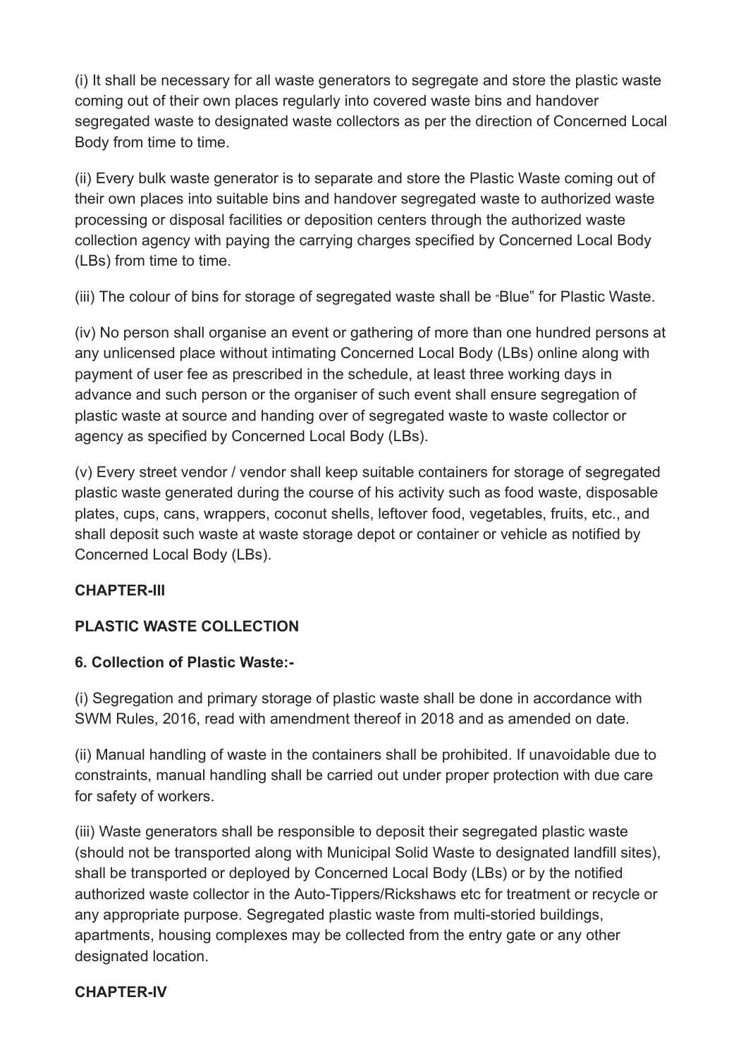(i) It shall be necessary for all waste generators to segregate and store the plastic waste coming out of their own places regularly into covered waste bins and handover segregated waste to designated waste collectors as per the direction of Concerned Local Body from time to time.

(ii) Every bulk waste generator is to separate and store the Plastic Waste coming out of their own places into suitable bins and handover segregated waste to authorized waste processing or disposal facilities or deposition centers through the authorized waste collection agency with paying the carrying charges specified by Concerned Local Body (LBs) from time to time.

(iii) The colour of bins for storage of segregated waste shall be "Blue" for Plastic Waste.

(iv) No person shall organise an event or gathering of more than one hundred persons at any unlicensed place without intimating Concerned Local Body (LBs) online along with payment of user fee as prescribed in the schedule, at least three working days in advance and such person or the organiser of such event shall ensure segregation of plastic waste at source and handing over of segregated waste to waste collector or agency as specified by Concerned Local Body (LBs).

(v) Every street vendor / vendor shall keep suitable containers for storage of segregated plastic waste generated during the course of his activity such as food waste, disposable plates, cups, cans, wrappers, coconut shells, leftover food, vegetables, fruits, etc., and shall deposit such waste at waste storage depot or container or vehicle as notified by Concerned Local Body (LBs).

**CHAPTER-III**

**PLASTIC WASTE COLLECTION**

**6. Collection of Plastic Waste:-**

(i) Segregation and primary storage of plastic waste shall be done in accordance with SWM Rules, 2016, read with amendment thereof in 2018 and as amended on date.

(ii) Manual handling of waste in the containers shall be prohibited. If unavoidable due to constraints, manual handling shall be carried out under proper protection with due care for safety of workers.

(iii) Waste generators shall be responsible to deposit their segregated plastic waste (should not be transported along with Municipal Solid Waste to designated landfill sites), shall be transported or deployed by Concerned Local Body (LBs) or by the notified authorized waste collector in the Auto-Tippers/Rickshaws etc for treatment or recycle or any appropriate purpose. Segregated plastic waste from multi-storied buildings, apartments, housing complexes may be collected from the entry gate or any other designated location.

**CHAPTER-IV**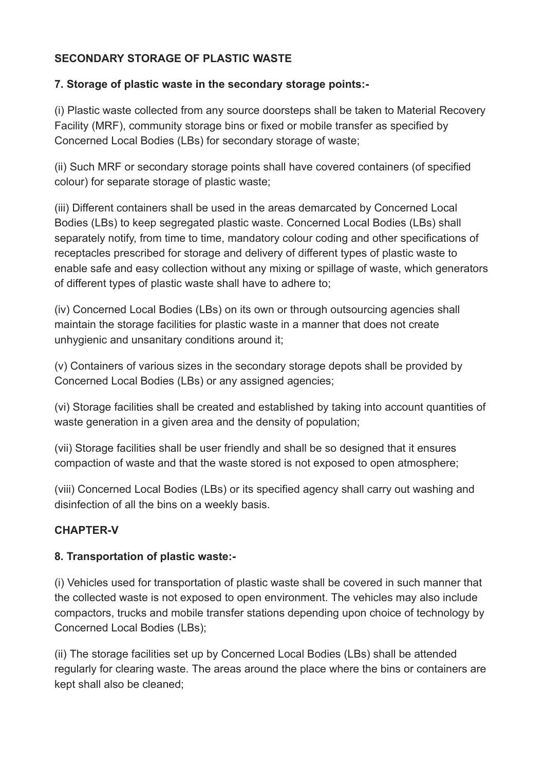**SECONDARY STORAGE OF PLASTIC WASTE**

**7. Storage of plastic waste in the secondary storage points:-**

(i) Plastic waste collected from any source doorsteps shall be taken to Material Recovery Facility (MRF), community storage bins or fixed or mobile transfer as specified by Concerned Local Bodies (LBs) for secondary storage of waste;

(ii) Such MRF or secondary storage points shall have covered containers (of specified colour) for separate storage of plastic waste;

(iii) Different containers shall be used in the areas demarcated by Concerned Local Bodies (LBs) to keep segregated plastic waste. Concerned Local Bodies (LBs) shall separately notify, from time to time, mandatory colour coding and other specifications of receptacles prescribed for storage and delivery of different types of plastic waste to enable safe and easy collection without any mixing or spillage of waste, which generators of different types of plastic waste shall have to adhere to;

(iv) Concerned Local Bodies (LBs) on its own or through outsourcing agencies shall maintain the storage facilities for plastic waste in a manner that does not create unhygienic and unsanitary conditions around it;

(v) Containers of various sizes in the secondary storage depots shall be provided by Concerned Local Bodies (LBs) or any assigned agencies;

(vi) Storage facilities shall be created and established by taking into account quantities of waste generation in a given area and the density of population;

(vii) Storage facilities shall be user friendly and shall be so designed that it ensures compaction of waste and that the waste stored is not exposed to open atmosphere;

(viii) Concerned Local Bodies (LBs) or its specified agency shall carry out washing and disinfection of all the bins on a weekly basis.

**CHAPTER-V**

**8. Transportation of plastic waste:-**

(i) Vehicles used for transportation of plastic waste shall be covered in such manner that the collected waste is not exposed to open environment. The vehicles may also include compactors, trucks and mobile transfer stations depending upon choice of technology by Concerned Local Bodies (LBs);

(ii) The storage facilities set up by Concerned Local Bodies (LBs) shall be attended regularly for clearing waste. The areas around the place where the bins or containers are kept shall also be cleaned;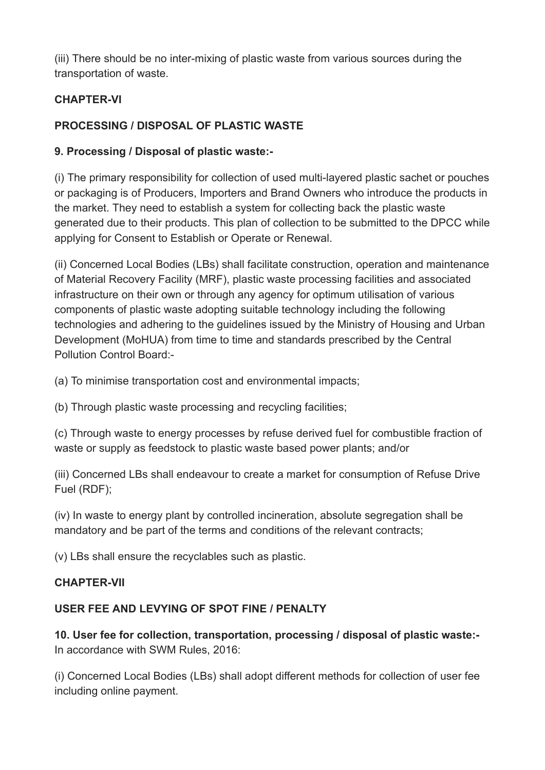(iii) There should be no inter-mixing of plastic waste from various sources during the transportation of waste.

## CHAPTER-VI

## PROCESSING / DISPOSAL OF PLASTIC WASTE

### 9. Processing / Disposal of plastic waste:-

(i) The primary responsibility for collection of used multi-layered plastic sachet or pouches or packaging is of Producers, Importers and Brand Owners who introduce the products in the market. They need to establish a system for collecting back the plastic waste generated due to their products. This plan of collection to be submitted to the DPCC while applying for Consent to Establish or Operate or Renewal.

(ii) Concerned Local Bodies (LBs) shall facilitate construction, operation and maintenance of Material Recovery Facility (MRF), plastic waste processing facilities and associated infrastructure on their own or through any agency for optimum utilisation of various components of plastic waste adopting suitable technology including the following technologies and adhering to the guidelines issued by the Ministry of Housing and Urban Development (MoHUA) from time to time and standards prescribed by the Central Pollution Control Board:-

(a) To minimise transportation cost and environmental impacts;

(b) Through plastic waste processing and recycling facilities;

(c) Through waste to energy processes by refuse derived fuel for combustible fraction of waste or supply as feedstock to plastic waste based power plants; and/or

(iii) Concerned LBs shall endeavour to create a market for consumption of Refuse Drive Fuel (RDF);

(iv) In waste to energy plant by controlled incineration, absolute segregation shall be mandatory and be part of the terms and conditions of the relevant contracts;

(v) LBs shall ensure the recyclables such as plastic.

## CHAPTER-VII

## USER FEE AND LEVYING OF SPOT FINE / PENALTY

**10. User fee for collection, transportation, processing / disposal of plastic waste:-** In accordance with SWM Rules, 2016:

(i) Concerned Local Bodies (LBs) shall adopt different methods for collection of user fee including online payment.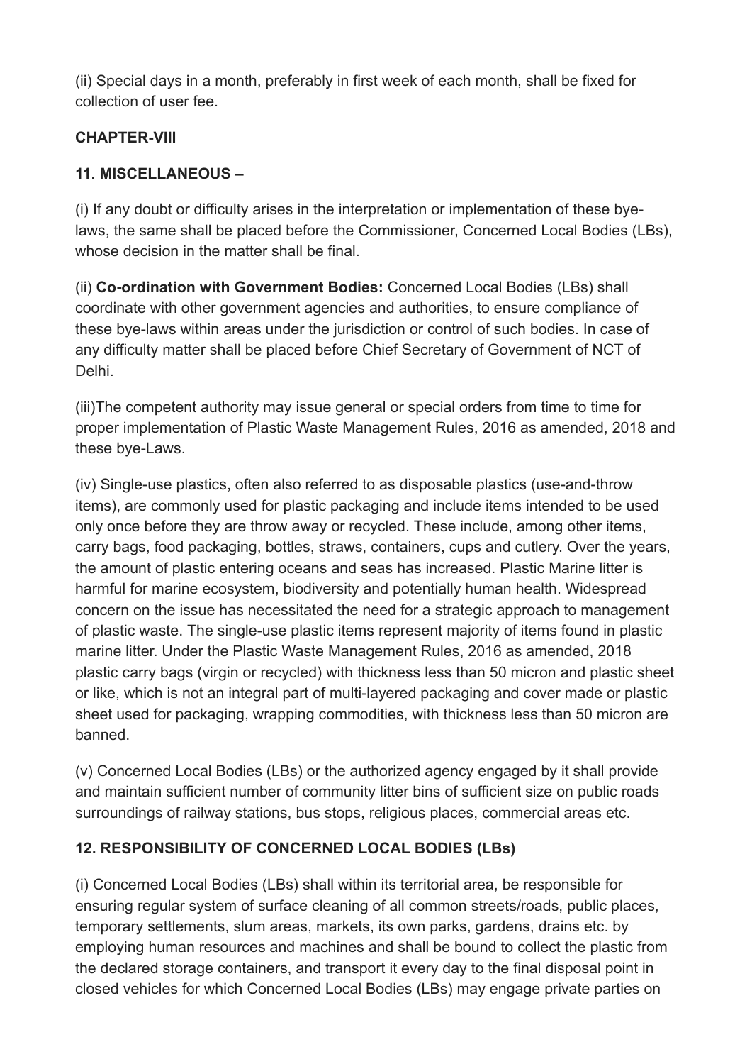(ii) Special days in a month, preferably in first week of each month, shall be fixed for collection of user fee.

**CHAPTER-VIII**

**11. MISCELLANEOUS –**

(i) If any doubt or difficulty arises in the interpretation or implementation of these bye-laws, the same shall be placed before the Commissioner, Concerned Local Bodies (LBs), whose decision in the matter shall be final.

(ii) **Co-ordination with Government Bodies:** Concerned Local Bodies (LBs) shall coordinate with other government agencies and authorities, to ensure compliance of these bye-laws within areas under the jurisdiction or control of such bodies. In case of any difficulty matter shall be placed before Chief Secretary of Government of NCT of Delhi.

(iii)The competent authority may issue general or special orders from time to time for proper implementation of Plastic Waste Management Rules, 2016 as amended, 2018 and these bye-Laws.

(iv) Single-use plastics, often also referred to as disposable plastics (use-and-throw items), are commonly used for plastic packaging and include items intended to be used only once before they are throw away or recycled. These include, among other items, carry bags, food packaging, bottles, straws, containers, cups and cutlery. Over the years, the amount of plastic entering oceans and seas has increased. Plastic Marine litter is harmful for marine ecosystem, biodiversity and potentially human health. Widespread concern on the issue has necessitated the need for a strategic approach to management of plastic waste. The single-use plastic items represent majority of items found in plastic marine litter. Under the Plastic Waste Management Rules, 2016 as amended, 2018 plastic carry bags (virgin or recycled) with thickness less than 50 micron and plastic sheet or like, which is not an integral part of multi-layered packaging and cover made or plastic sheet used for packaging, wrapping commodities, with thickness less than 50 micron are banned.

(v) Concerned Local Bodies (LBs) or the authorized agency engaged by it shall provide and maintain sufficient number of community litter bins of sufficient size on public roads surroundings of railway stations, bus stops, religious places, commercial areas etc.

**12. RESPONSIBILITY OF CONCERNED LOCAL BODIES (LBs)**

(i) Concerned Local Bodies (LBs) shall within its territorial area, be responsible for ensuring regular system of surface cleaning of all common streets/roads, public places, temporary settlements, slum areas, markets, its own parks, gardens, drains etc. by employing human resources and machines and shall be bound to collect the plastic from the declared storage containers, and transport it every day to the final disposal point in closed vehicles for which Concerned Local Bodies (LBs) may engage private parties on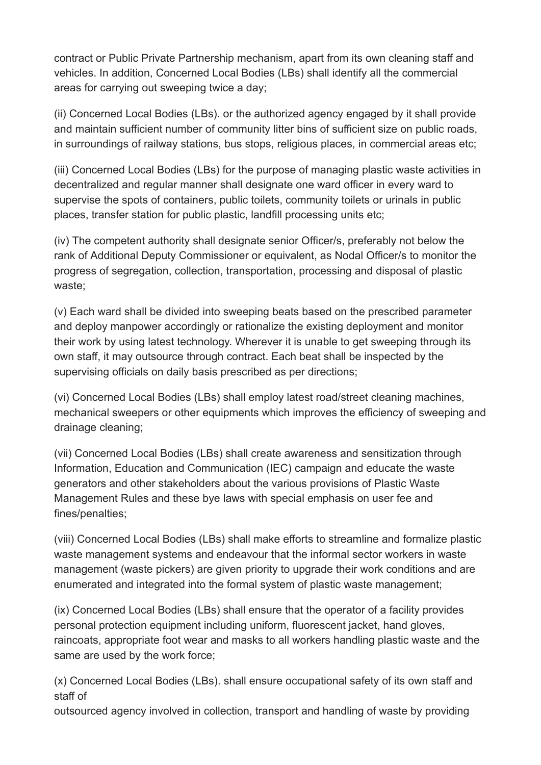contract or Public Private Partnership mechanism, apart from its own cleaning staff and vehicles. In addition, Concerned Local Bodies (LBs) shall identify all the commercial areas for carrying out sweeping twice a day;

(ii) Concerned Local Bodies (LBs). or the authorized agency engaged by it shall provide and maintain sufficient number of community litter bins of sufficient size on public roads, in surroundings of railway stations, bus stops, religious places, in commercial areas etc;

(iii) Concerned Local Bodies (LBs) for the purpose of managing plastic waste activities in decentralized and regular manner shall designate one ward officer in every ward to supervise the spots of containers, public toilets, community toilets or urinals in public places, transfer station for public plastic, landfill processing units etc;

(iv) The competent authority shall designate senior Officer/s, preferably not below the rank of Additional Deputy Commissioner or equivalent, as Nodal Officer/s to monitor the progress of segregation, collection, transportation, processing and disposal of plastic waste;

(v) Each ward shall be divided into sweeping beats based on the prescribed parameter and deploy manpower accordingly or rationalize the existing deployment and monitor their work by using latest technology. Wherever it is unable to get sweeping through its own staff, it may outsource through contract. Each beat shall be inspected by the supervising officials on daily basis prescribed as per directions;

(vi) Concerned Local Bodies (LBs) shall employ latest road/street cleaning machines, mechanical sweepers or other equipments which improves the efficiency of sweeping and drainage cleaning;

(vii) Concerned Local Bodies (LBs) shall create awareness and sensitization through Information, Education and Communication (IEC) campaign and educate the waste generators and other stakeholders about the various provisions of Plastic Waste Management Rules and these bye laws with special emphasis on user fee and fines/penalties;

(viii) Concerned Local Bodies (LBs) shall make efforts to streamline and formalize plastic waste management systems and endeavour that the informal sector workers in waste management (waste pickers) are given priority to upgrade their work conditions and are enumerated and integrated into the formal system of plastic waste management;

(ix) Concerned Local Bodies (LBs) shall ensure that the operator of a facility provides personal protection equipment including uniform, fluorescent jacket, hand gloves, raincoats, appropriate foot wear and masks to all workers handling plastic waste and the same are used by the work force;

(x) Concerned Local Bodies (LBs). shall ensure occupational safety of its own staff and staff of outsourced agency involved in collection, transport and handling of waste by providing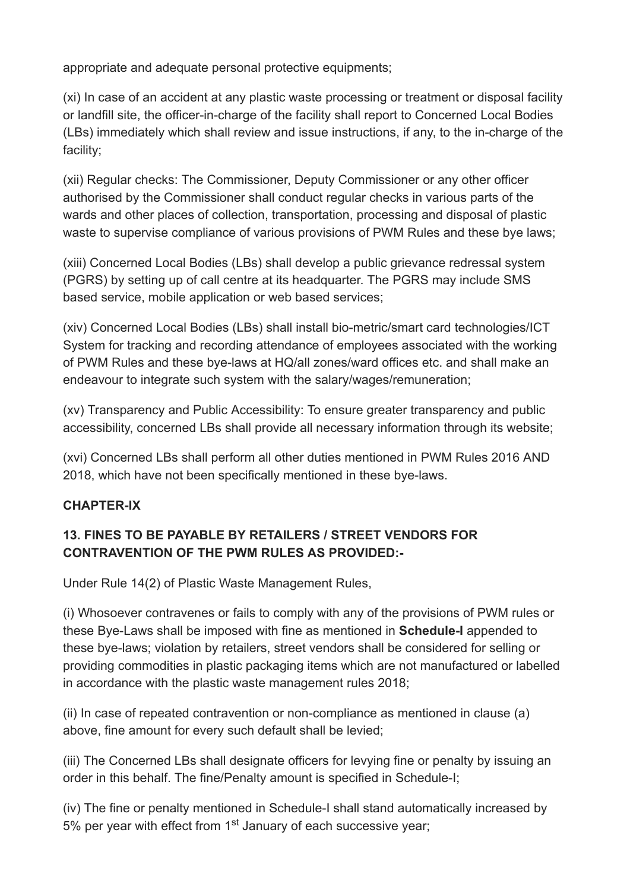appropriate and adequate personal protective equipments;

(xi) In case of an accident at any plastic waste processing or treatment or disposal facility or landfill site, the officer-in-charge of the facility shall report to Concerned Local Bodies (LBs) immediately which shall review and issue instructions, if any, to the in-charge of the facility;

(xii) Regular checks: The Commissioner, Deputy Commissioner or any other officer authorised by the Commissioner shall conduct regular checks in various parts of the wards and other places of collection, transportation, processing and disposal of plastic waste to supervise compliance of various provisions of PWM Rules and these bye laws;

(xiii) Concerned Local Bodies (LBs) shall develop a public grievance redressal system (PGRS) by setting up of call centre at its headquarter. The PGRS may include SMS based service, mobile application or web based services;

(xiv) Concerned Local Bodies (LBs) shall install bio-metric/smart card technologies/ICT System for tracking and recording attendance of employees associated with the working of PWM Rules and these bye-laws at HQ/all zones/ward offices etc. and shall make an endeavour to integrate such system with the salary/wages/remuneration;

(xv) Transparency and Public Accessibility: To ensure greater transparency and public accessibility, concerned LBs shall provide all necessary information through its website;

(xvi) Concerned LBs shall perform all other duties mentioned in PWM Rules 2016 AND 2018, which have not been specifically mentioned in these bye-laws.

## CHAPTER-IX

### 13. FINES TO BE PAYABLE BY RETAILERS / STREET VENDORS FOR CONTRAVENTION OF THE PWM RULES AS PROVIDED:-

Under Rule 14(2) of Plastic Waste Management Rules,

(i) Whosoever contravenes or fails to comply with any of the provisions of PWM rules or these Bye-Laws shall be imposed with fine as mentioned in **Schedule-I** appended to these bye-laws; violation by retailers, street vendors shall be considered for selling or providing commodities in plastic packaging items which are not manufactured or labelled in accordance with the plastic waste management rules 2018;

(ii) In case of repeated contravention or non-compliance as mentioned in clause (a) above, fine amount for every such default shall be levied;

(iii) The Concerned LBs shall designate officers for levying fine or penalty by issuing an order in this behalf. The fine/Penalty amount is specified in Schedule-I;

(iv) The fine or penalty mentioned in Schedule-I shall stand automatically increased by 5% per year with effect from 1st January of each successive year;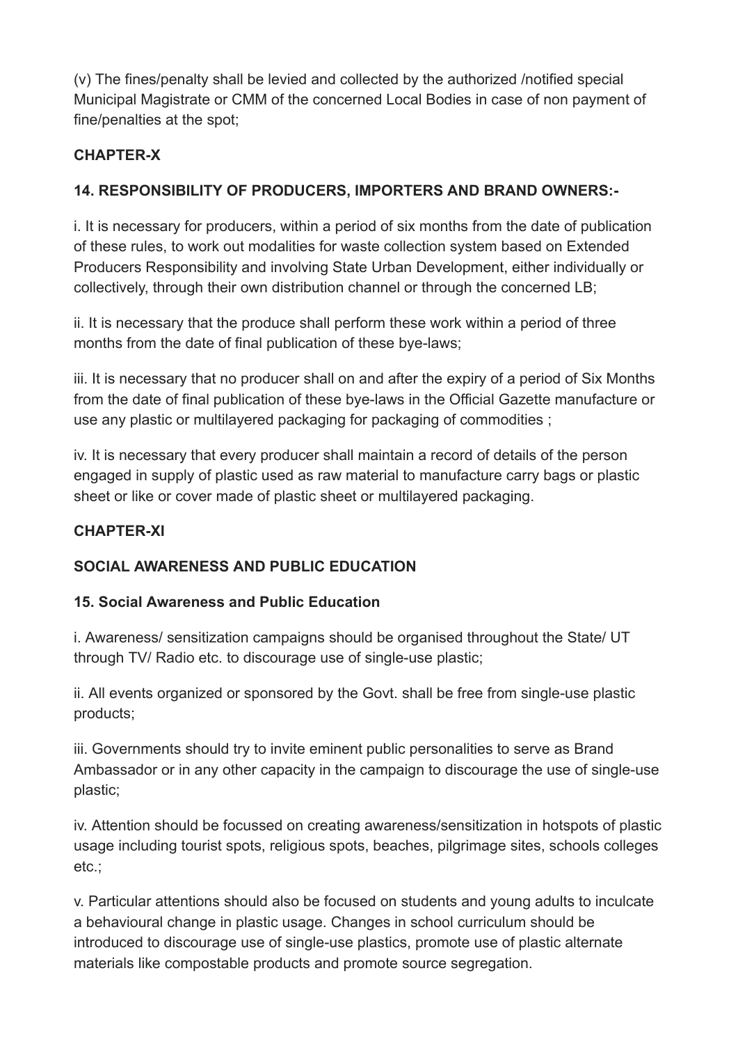(v) The fines/penalty shall be levied and collected by the authorized /notified special Municipal Magistrate or CMM of the concerned Local Bodies in case of non payment of fine/penalties at the spot;

## CHAPTER-X

### 14. RESPONSIBILITY OF PRODUCERS, IMPORTERS AND BRAND OWNERS:-

i. It is necessary for producers, within a period of six months from the date of publication of these rules, to work out modalities for waste collection system based on Extended Producers Responsibility and involving State Urban Development, either individually or collectively, through their own distribution channel or through the concerned LB;

ii. It is necessary that the produce shall perform these work within a period of three months from the date of final publication of these bye-laws;

iii. It is necessary that no producer shall on and after the expiry of a period of Six Months from the date of final publication of these bye-laws in the Official Gazette manufacture or use any plastic or multilayered packaging for packaging of commodities ;

iv. It is necessary that every producer shall maintain a record of details of the person engaged in supply of plastic used as raw material to manufacture carry bags or plastic sheet or like or cover made of plastic sheet or multilayered packaging.

## CHAPTER-XI

## SOCIAL AWARENESS AND PUBLIC EDUCATION

### 15. Social Awareness and Public Education

i. Awareness/ sensitization campaigns should be organised throughout the State/ UT through TV/ Radio etc. to discourage use of single-use plastic;

ii. All events organized or sponsored by the Govt. shall be free from single-use plastic products;

iii. Governments should try to invite eminent public personalities to serve as Brand Ambassador or in any other capacity in the campaign to discourage the use of single-use plastic;

iv. Attention should be focussed on creating awareness/sensitization in hotspots of plastic usage including tourist spots, religious spots, beaches, pilgrimage sites, schools colleges etc.;

v. Particular attentions should also be focused on students and young adults to inculcate a behavioural change in plastic usage. Changes in school curriculum should be introduced to discourage use of single-use plastics, promote use of plastic alternate materials like compostable products and promote source segregation.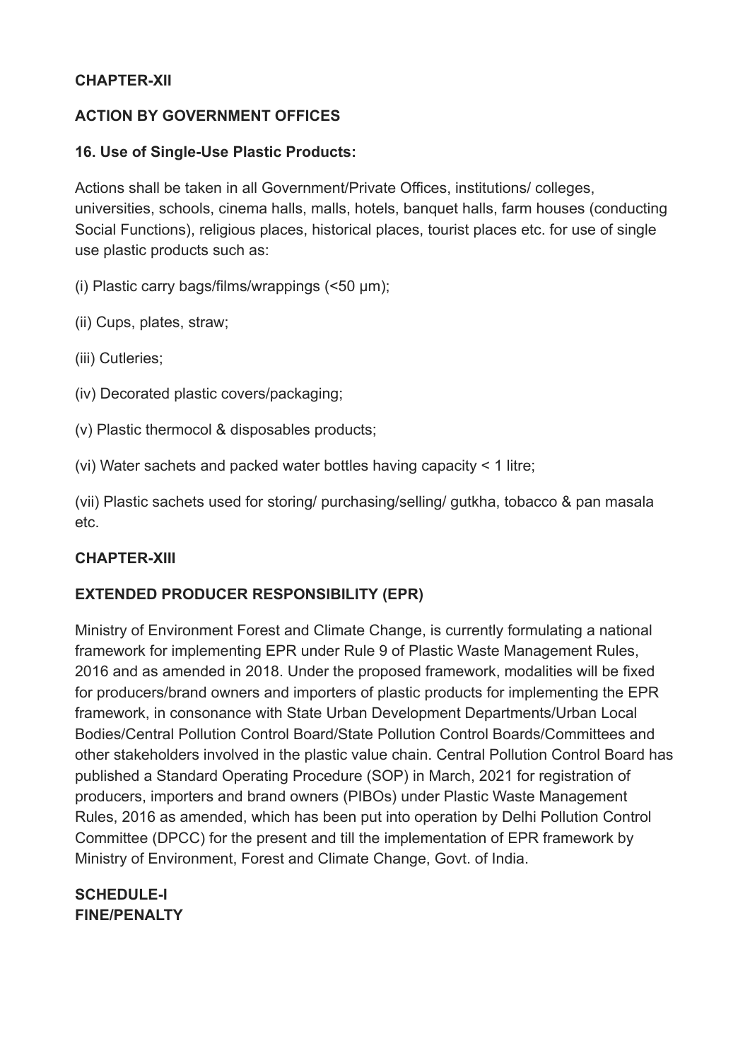## CHAPTER-XII

## ACTION BY GOVERNMENT OFFICES

### 16. Use of Single-Use Plastic Products:

Actions shall be taken in all Government/Private Offices, institutions/ colleges, universities, schools, cinema halls, malls, hotels, banquet halls, farm houses (conducting Social Functions), religious places, historical places, tourist places etc. for use of single use plastic products such as:

(i) Plastic carry bags/films/wrappings (<50 μm);

(ii) Cups, plates, straw;

(iii) Cutleries;

(iv) Decorated plastic covers/packaging;

(v) Plastic thermocol & disposables products;

(vi) Water sachets and packed water bottles having capacity < 1 litre;

(vii) Plastic sachets used for storing/ purchasing/selling/ gutkha, tobacco & pan masala etc.

## CHAPTER-XIII

## EXTENDED PRODUCER RESPONSIBILITY (EPR)

Ministry of Environment Forest and Climate Change, is currently formulating a national framework for implementing EPR under Rule 9 of Plastic Waste Management Rules, 2016 and as amended in 2018. Under the proposed framework, modalities will be fixed for producers/brand owners and importers of plastic products for implementing the EPR framework, in consonance with State Urban Development Departments/Urban Local Bodies/Central Pollution Control Board/State Pollution Control Boards/Committees and other stakeholders involved in the plastic value chain. Central Pollution Control Board has published a Standard Operating Procedure (SOP) in March, 2021 for registration of producers, importers and brand owners (PIBOs) under Plastic Waste Management Rules, 2016 as amended, which has been put into operation by Delhi Pollution Control Committee (DPCC) for the present and till the implementation of EPR framework by Ministry of Environment, Forest and Climate Change, Govt. of India.

## SCHEDULE-I
## FINE/PENALTY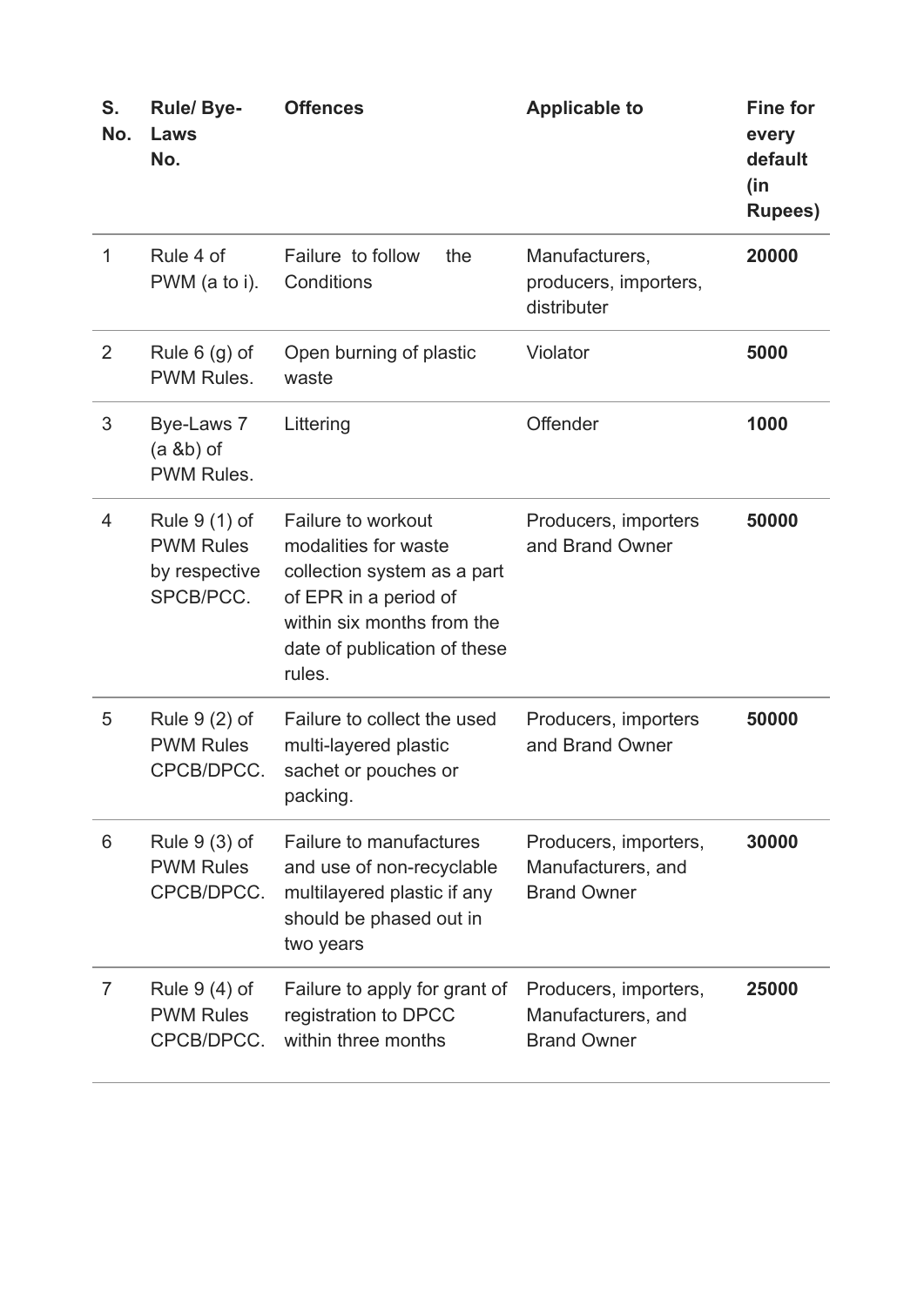| S. No. | Rule/ Bye-Laws No. | Offences | Applicable to | Fine for every default (in Rupees) |
|---|---|---|---|---|
| 1 | Rule 4 of PWM (a to i). | Failure to follow the Conditions | Manufacturers, producers, importers, distributer | **20000** |
| 2 | Rule 6 (g) of PWM Rules. | Open burning of plastic waste | Violator | **5000** |
| 3 | Bye-Laws 7 (a &b) of PWM Rules. | Littering | Offender | **1000** |
| 4 | Rule 9 (1) of PWM Rules by respective SPCB/PCC. | Failure to workout modalities for waste collection system as a part of EPR in a period of within six months from the date of publication of these rules. | Producers, importers and Brand Owner | **50000** |
| 5 | Rule 9 (2) of PWM Rules CPCB/DPCC. | Failure to collect the used multi-layered plastic sachet or pouches or packing. | Producers, importers and Brand Owner | **50000** |
| 6 | Rule 9 (3) of PWM Rules CPCB/DPCC. | Failure to manufactures and use of non-recyclable multilayered plastic if any should be phased out in two years | Producers, importers, Manufacturers, and Brand Owner | **30000** |
| 7 | Rule 9 (4) of PWM Rules CPCB/DPCC. | Failure to apply for grant of registration to DPCC within three months | Producers, importers, Manufacturers, and Brand Owner | **25000** |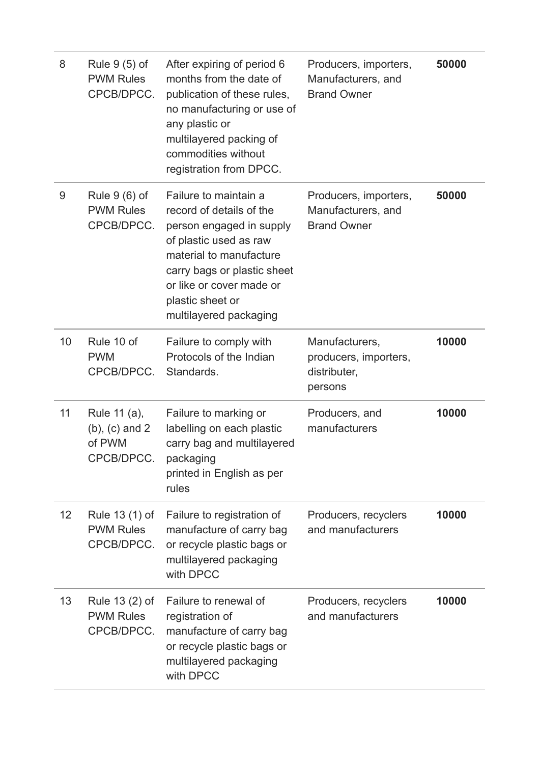| | | | | |
|---|---|---|---|---|
| 8 | Rule 9 (5) of PWM Rules CPCB/DPCC. | After expiring of period 6 months from the date of publication of these rules, no manufacturing or use of any plastic or multilayered packing of commodities without registration from DPCC. | Producers, importers, Manufacturers, and Brand Owner | **50000** |
| 9 | Rule 9 (6) of PWM Rules CPCB/DPCC. | Failure to maintain a record of details of the person engaged in supply of plastic used as raw material to manufacture carry bags or plastic sheet or like or cover made or plastic sheet or multilayered packaging | Producers, importers, Manufacturers, and Brand Owner | **50000** |
| 10 | Rule 10 of PWM CPCB/DPCC. | Failure to comply with Protocols of the Indian Standards. | Manufacturers, producers, importers, distributer, persons | **10000** |
| 11 | Rule 11 (a), (b), (c) and 2 of PWM CPCB/DPCC. | Failure to marking or labelling on each plastic carry bag and multilayered packaging printed in English as per rules | Producers, and manufacturers | **10000** |
| 12 | Rule 13 (1) of PWM Rules CPCB/DPCC. | Failure to registration of manufacture of carry bag or recycle plastic bags or multilayered packaging with DPCC | Producers, recyclers and manufacturers | **10000** |
| 13 | Rule 13 (2) of PWM Rules CPCB/DPCC. | Failure to renewal of registration of manufacture of carry bag or recycle plastic bags or multilayered packaging with DPCC | Producers, recyclers and manufacturers | **10000** |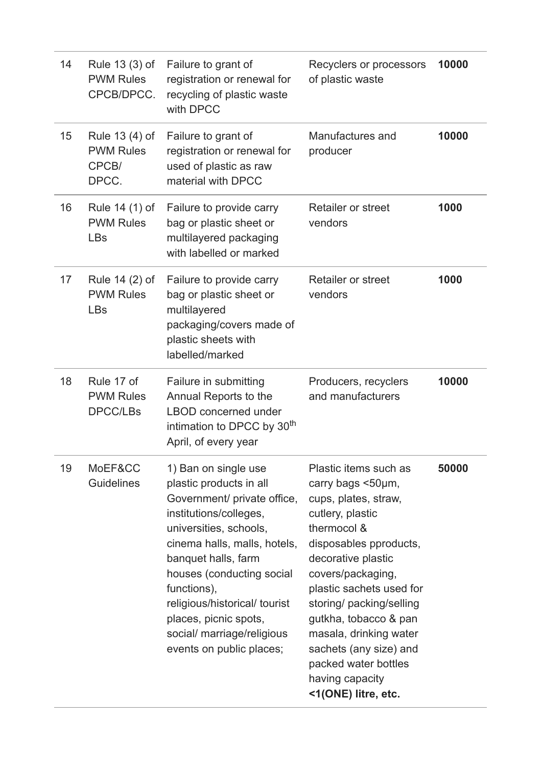| 14 | Rule 13 (3) of PWM Rules CPCB/DPCC. | Failure to grant of registration or renewal for recycling of plastic waste with DPCC | Recyclers or processors of plastic waste | **10000** |
|---|---|---|---|---|
| 15 | Rule 13 (4) of PWM Rules CPCB/ DPCC. | Failure to grant of registration or renewal for used of plastic as raw material with DPCC | Manufactures and producer | **10000** |
| 16 | Rule 14 (1) of PWM Rules LBs | Failure to provide carry bag or plastic sheet or multilayered packaging with labelled or marked | Retailer or street vendors | **1000** |
| 17 | Rule 14 (2) of PWM Rules LBs | Failure to provide carry bag or plastic sheet or multilayered packaging/covers made of plastic sheets with labelled/marked | Retailer or street vendors | **1000** |
| 18 | Rule 17 of PWM Rules DPCC/LBs | Failure in submitting Annual Reports to the LBOD concerned under intimation to DPCC by 30th April, of every year | Producers, recyclers and manufacturers | **10000** |
| 19 | MoEF&CC Guidelines | 1) Ban on single use plastic products in all Government/ private office, institutions/colleges, universities, schools, cinema halls, malls, hotels, banquet halls, farm houses (conducting social functions), religious/historical/ tourist places, picnic spots, social/ marriage/religious events on public places; | Plastic items such as carry bags <50μm, cups, plates, straw, cutlery, plastic thermocol & disposables pproducts, decorative plastic covers/packaging, plastic sachets used for storing/ packing/selling gutkha, tobacco & pan masala, drinking water sachets (any size) and packed water bottles having capacity **<1(ONE) litre, etc.** | **50000** |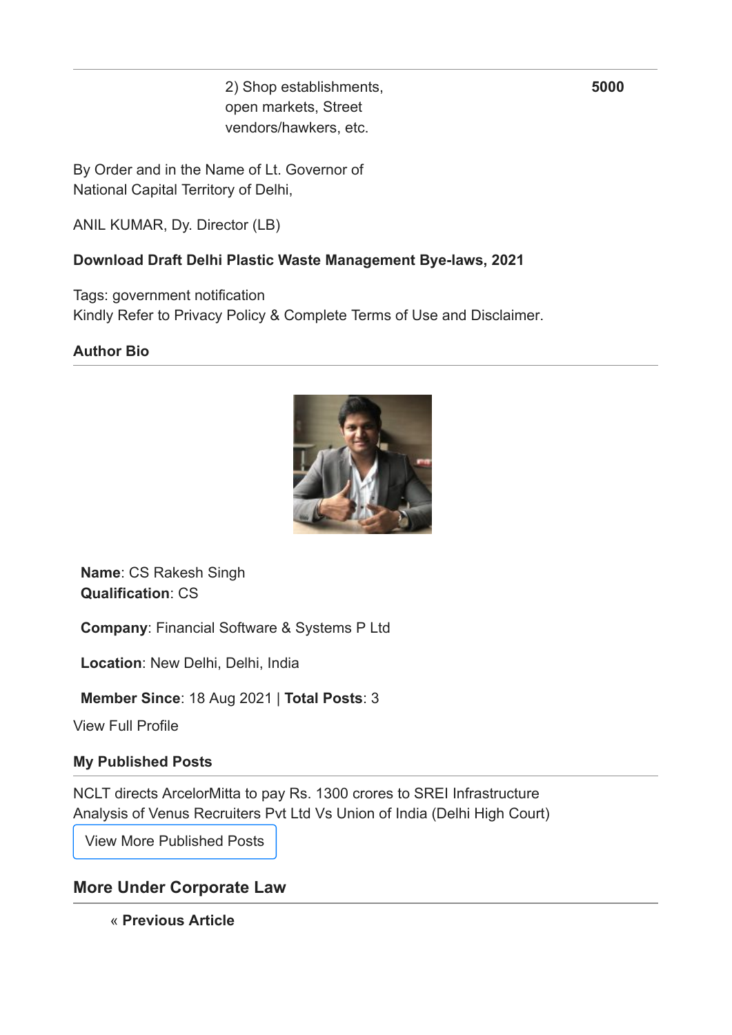| | 2) Shop establishments, open markets, Street vendors/hawkers, etc. | **5000** |
|---|---|---|

By Order and in the Name of Lt. Governor of National Capital Territory of Delhi,

ANIL KUMAR, Dy. Director (LB)

**Download Draft Delhi Plastic Waste Management Bye-laws, 2021**

Tags: government notification
Kindly Refer to Privacy Policy & Complete Terms of Use and Disclaimer.

**Author Bio**

**Name**: CS Rakesh Singh
**Qualification**: CS

**Company**: Financial Software & Systems P Ltd

**Location**: New Delhi, Delhi, India

**Member Since**: 18 Aug 2021 | **Total Posts**: 3

View Full Profile

**My Published Posts**

NCLT directs ArcelorMitta to pay Rs. 1300 crores to SREI Infrastructure
Analysis of Venus Recruiters Pvt Ltd Vs Union of India (Delhi High Court)

View More Published Posts

## More Under Corporate Law

« **Previous Article**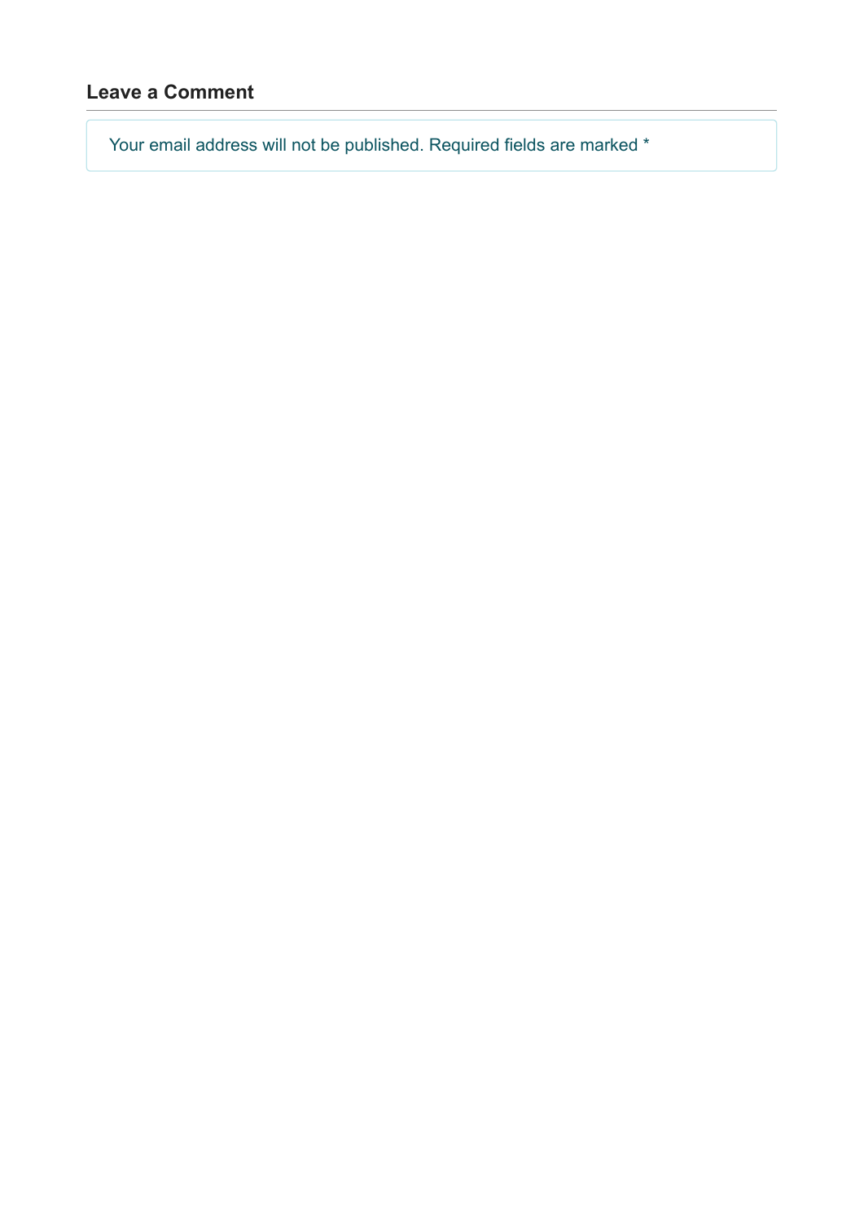### Leave a Comment

Your email address will not be published. Required fields are marked *